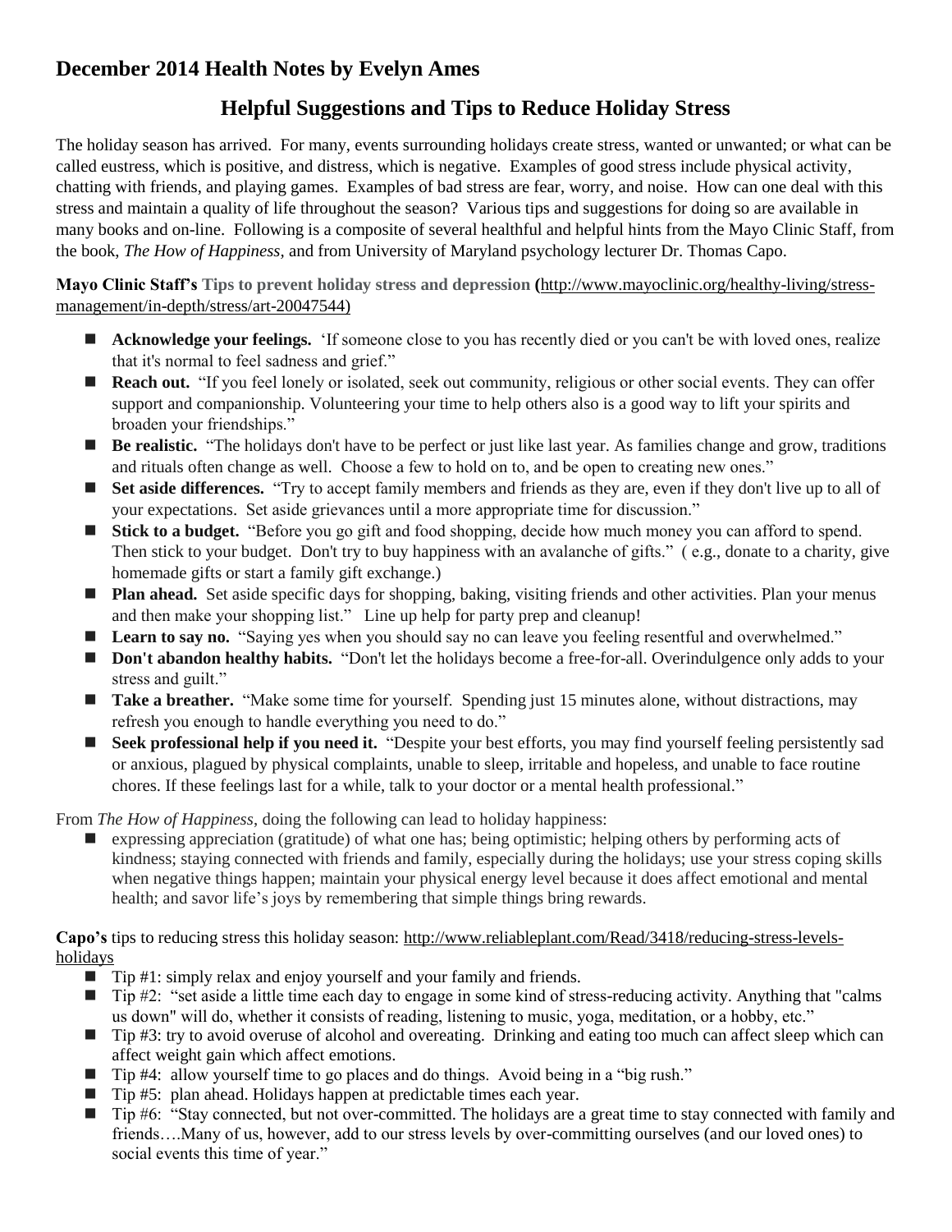## December 2014 Health Notes by Evelyn Ames

# Helpful Suggestions and Tips to Reduce Holiday Stress

The holiday season has arrived. For many, events surrounding holidays create stress, wanted or unwanted; or what can be called eustress, which is positive, and distress, which is negative. Examples of good stress include physical activity, chatting with friends, and playing games. Examples of bad stress are fear, worry, and noise. How can one deal with this stress and maintain a quality of life throughout the season? Various tips and suggestions for doing so are available in many books and on-line. Following is a composite of several healthful and helpful hints from the Mayo Clinic Staff, from the book, *The How of Happiness,* and from University of Maryland psychology lecturer Dr. Thomas Capo.

**Mayo Clinic Staff's Tips to prevent holiday stress and depression (**http://www.mayoclinic.org/healthy-living/stress-management/in-depth/stress/art-20047544)

- **Acknowledge your feelings.** 'If someone close to you has recently died or you can't be with loved ones, realize that it's normal to feel sadness and grief."
- **Reach out.** "If you feel lonely or isolated, seek out community, religious or other social events. They can offer support and companionship. Volunteering your time to help others also is a good way to lift your spirits and broaden your friendships."
- **Be realistic.** "The holidays don't have to be perfect or just like last year. As families change and grow, traditions and rituals often change as well. Choose a few to hold on to, and be open to creating new ones."
- **Set aside differences.** "Try to accept family members and friends as they are, even if they don't live up to all of your expectations. Set aside grievances until a more appropriate time for discussion."
- **Stick to a budget.** "Before you go gift and food shopping, decide how much money you can afford to spend. Then stick to your budget. Don't try to buy happiness with an avalanche of gifts." ( e.g., donate to a charity, give homemade gifts or start a family gift exchange.)
- **Plan ahead.** Set aside specific days for shopping, baking, visiting friends and other activities. Plan your menus and then make your shopping list." Line up help for party prep and cleanup!
- **Learn to say no.** "Saying yes when you should say no can leave you feeling resentful and overwhelmed."
- **Don't abandon healthy habits.** "Don't let the holidays become a free-for-all. Overindulgence only adds to your stress and guilt."
- **Take a breather.** "Make some time for yourself. Spending just 15 minutes alone, without distractions, may refresh you enough to handle everything you need to do."
- **Seek professional help if you need it.** "Despite your best efforts, you may find yourself feeling persistently sad or anxious, plagued by physical complaints, unable to sleep, irritable and hopeless, and unable to face routine chores. If these feelings last for a while, talk to your doctor or a mental health professional."

From *The How of Happiness*, doing the following can lead to holiday happiness:

- expressing appreciation (gratitude) of what one has; being optimistic; helping others by performing acts of kindness; staying connected with friends and family, especially during the holidays; use your stress coping skills when negative things happen; maintain your physical energy level because it does affect emotional and mental health; and savor life's joys by remembering that simple things bring rewards.

**Capo's** tips to reducing stress this holiday season: http://www.reliableplant.com/Read/3418/reducing-stress-levels-holidays

- Tip #1: simply relax and enjoy yourself and your family and friends.
- Tip #2: "set aside a little time each day to engage in some kind of stress-reducing activity. Anything that "calms us down" will do, whether it consists of reading, listening to music, yoga, meditation, or a hobby, etc."
- Tip #3: try to avoid overuse of alcohol and overeating. Drinking and eating too much can affect sleep which can affect weight gain which affect emotions.
- Tip #4: allow yourself time to go places and do things. Avoid being in a "big rush."
- Tip #5: plan ahead. Holidays happen at predictable times each year.
- Tip #6: "Stay connected, but not over-committed. The holidays are a great time to stay connected with family and friends….Many of us, however, add to our stress levels by over-committing ourselves (and our loved ones) to social events this time of year."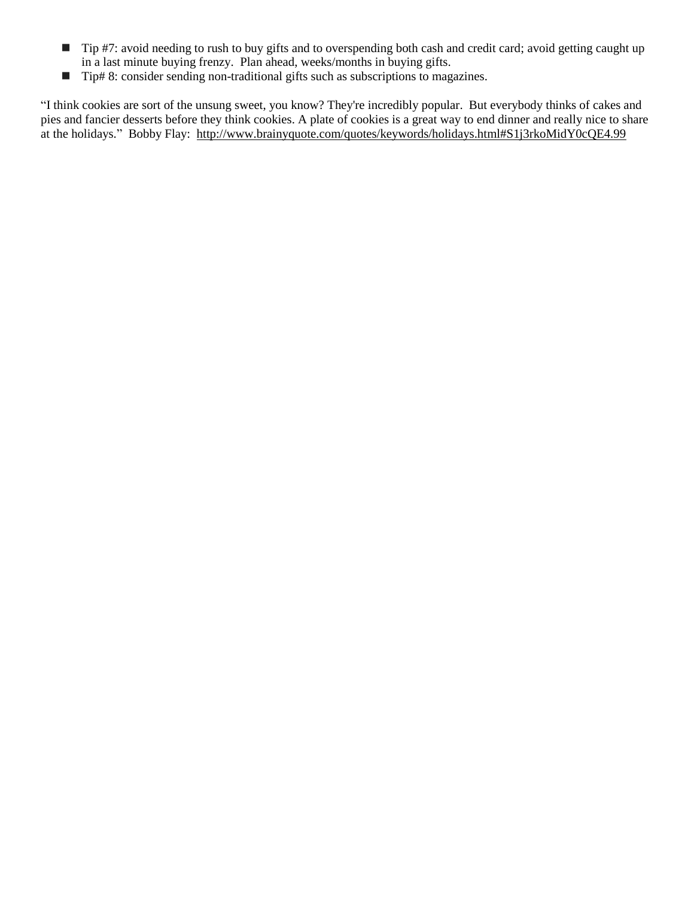- Tip #7: avoid needing to rush to buy gifts and to overspending both cash and credit card; avoid getting caught up in a last minute buying frenzy.  Plan ahead, weeks/months in buying gifts.
- Tip# 8: consider sending non-traditional gifts such as subscriptions to magazines.

"I think cookies are sort of the unsung sweet, you know? They're incredibly popular.  But everybody thinks of cakes and pies and fancier desserts before they think cookies. A plate of cookies is a great way to end dinner and really nice to share at the holidays."  Bobby Flay:  http://www.brainyquote.com/quotes/keywords/holidays.html#S1j3rkoMidY0cQE4.99